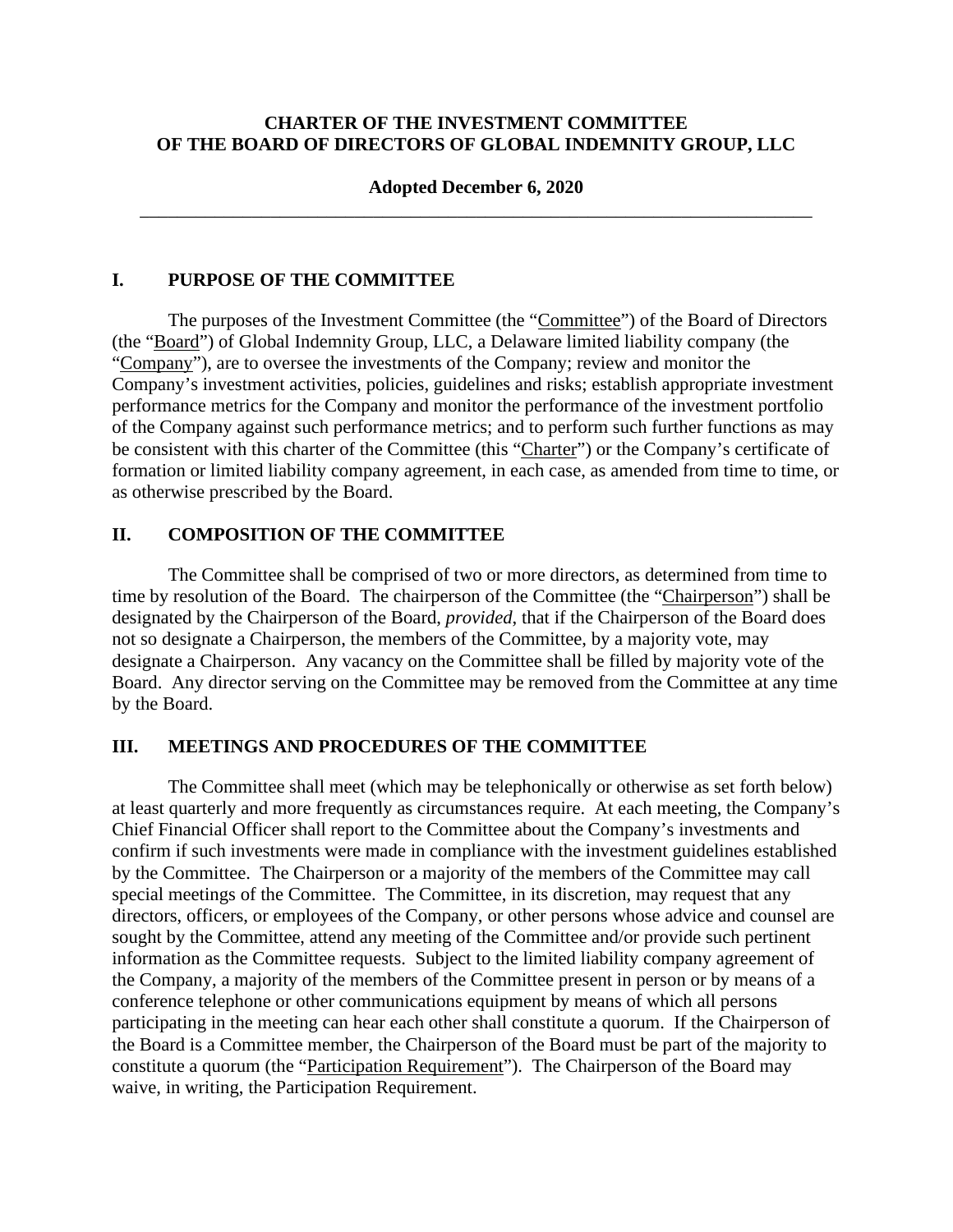**CHARTER OF THE INVESTMENT COMMITTEE**
**OF THE BOARD OF DIRECTORS OF GLOBAL INDEMNITY GROUP, LLC**

**Adopted December 6, 2020**

---

## I. PURPOSE OF THE COMMITTEE

The purposes of the Investment Committee (the "Committee") of the Board of Directors (the "Board") of Global Indemnity Group, LLC, a Delaware limited liability company (the "Company"), are to oversee the investments of the Company; review and monitor the Company's investment activities, policies, guidelines and risks; establish appropriate investment performance metrics for the Company and monitor the performance of the investment portfolio of the Company against such performance metrics; and to perform such further functions as may be consistent with this charter of the Committee (this "Charter") or the Company's certificate of formation or limited liability company agreement, in each case, as amended from time to time, or as otherwise prescribed by the Board.

## II. COMPOSITION OF THE COMMITTEE

The Committee shall be comprised of two or more directors, as determined from time to time by resolution of the Board. The chairperson of the Committee (the "Chairperson") shall be designated by the Chairperson of the Board, *provided*, that if the Chairperson of the Board does not so designate a Chairperson, the members of the Committee, by a majority vote, may designate a Chairperson. Any vacancy on the Committee shall be filled by majority vote of the Board. Any director serving on the Committee may be removed from the Committee at any time by the Board.

## III. MEETINGS AND PROCEDURES OF THE COMMITTEE

The Committee shall meet (which may be telephonically or otherwise as set forth below) at least quarterly and more frequently as circumstances require. At each meeting, the Company's Chief Financial Officer shall report to the Committee about the Company's investments and confirm if such investments were made in compliance with the investment guidelines established by the Committee. The Chairperson or a majority of the members of the Committee may call special meetings of the Committee. The Committee, in its discretion, may request that any directors, officers, or employees of the Company, or other persons whose advice and counsel are sought by the Committee, attend any meeting of the Committee and/or provide such pertinent information as the Committee requests. Subject to the limited liability company agreement of the Company, a majority of the members of the Committee present in person or by means of a conference telephone or other communications equipment by means of which all persons participating in the meeting can hear each other shall constitute a quorum. If the Chairperson of the Board is a Committee member, the Chairperson of the Board must be part of the majority to constitute a quorum (the "Participation Requirement"). The Chairperson of the Board may waive, in writing, the Participation Requirement.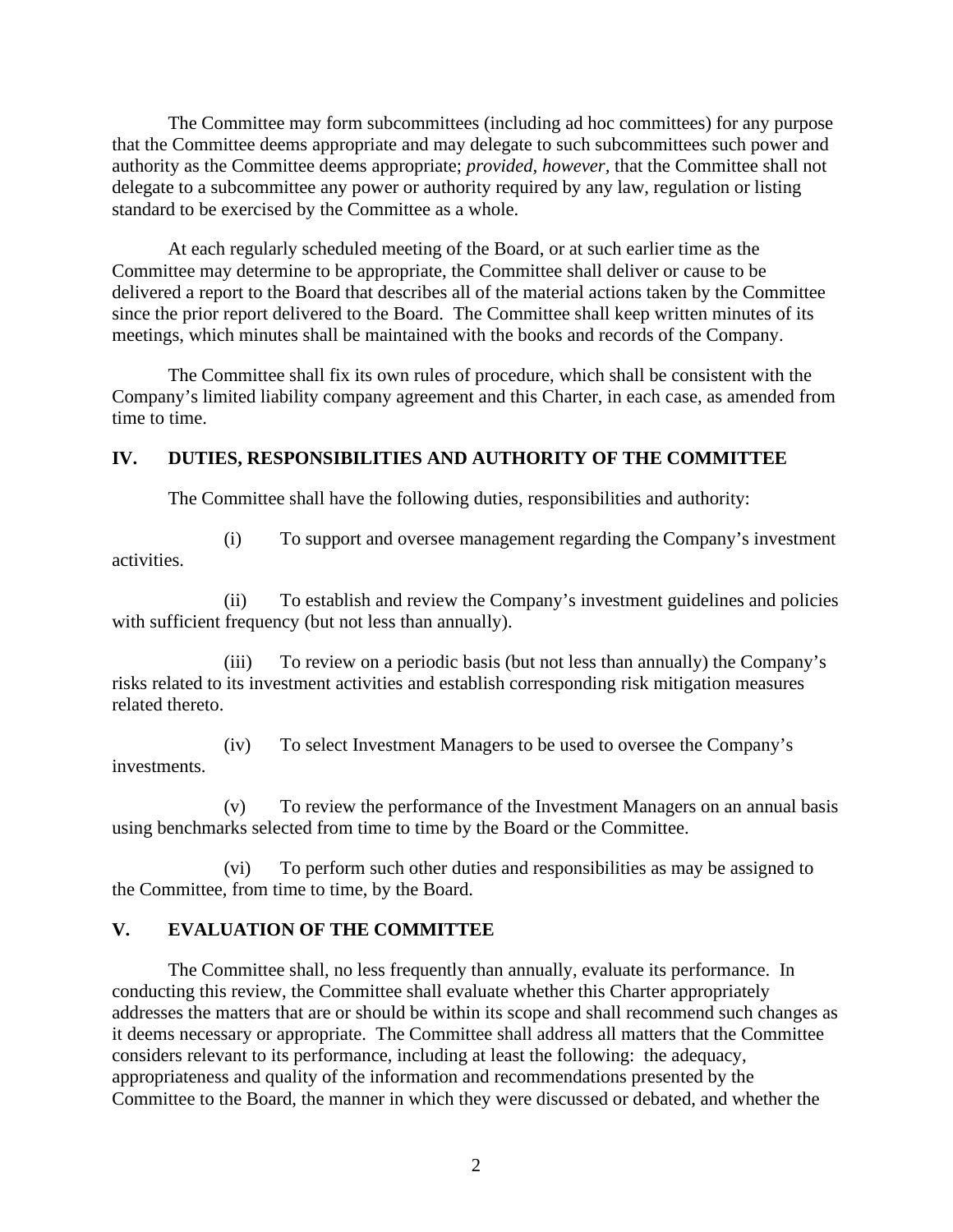The Committee may form subcommittees (including ad hoc committees) for any purpose that the Committee deems appropriate and may delegate to such subcommittees such power and authority as the Committee deems appropriate; *provided, however*, that the Committee shall not delegate to a subcommittee any power or authority required by any law, regulation or listing standard to be exercised by the Committee as a whole.

At each regularly scheduled meeting of the Board, or at such earlier time as the Committee may determine to be appropriate, the Committee shall deliver or cause to be delivered a report to the Board that describes all of the material actions taken by the Committee since the prior report delivered to the Board. The Committee shall keep written minutes of its meetings, which minutes shall be maintained with the books and records of the Company.

The Committee shall fix its own rules of procedure, which shall be consistent with the Company's limited liability company agreement and this Charter, in each case, as amended from time to time.

## IV. DUTIES, RESPONSIBILITIES AND AUTHORITY OF THE COMMITTEE

The Committee shall have the following duties, responsibilities and authority:

(i) To support and oversee management regarding the Company's investment activities.

(ii) To establish and review the Company's investment guidelines and policies with sufficient frequency (but not less than annually).

(iii) To review on a periodic basis (but not less than annually) the Company's risks related to its investment activities and establish corresponding risk mitigation measures related thereto.

(iv) To select Investment Managers to be used to oversee the Company's investments.

(v) To review the performance of the Investment Managers on an annual basis using benchmarks selected from time to time by the Board or the Committee.

(vi) To perform such other duties and responsibilities as may be assigned to the Committee, from time to time, by the Board.

## V. EVALUATION OF THE COMMITTEE

The Committee shall, no less frequently than annually, evaluate its performance. In conducting this review, the Committee shall evaluate whether this Charter appropriately addresses the matters that are or should be within its scope and shall recommend such changes as it deems necessary or appropriate. The Committee shall address all matters that the Committee considers relevant to its performance, including at least the following: the adequacy, appropriateness and quality of the information and recommendations presented by the Committee to the Board, the manner in which they were discussed or debated, and whether the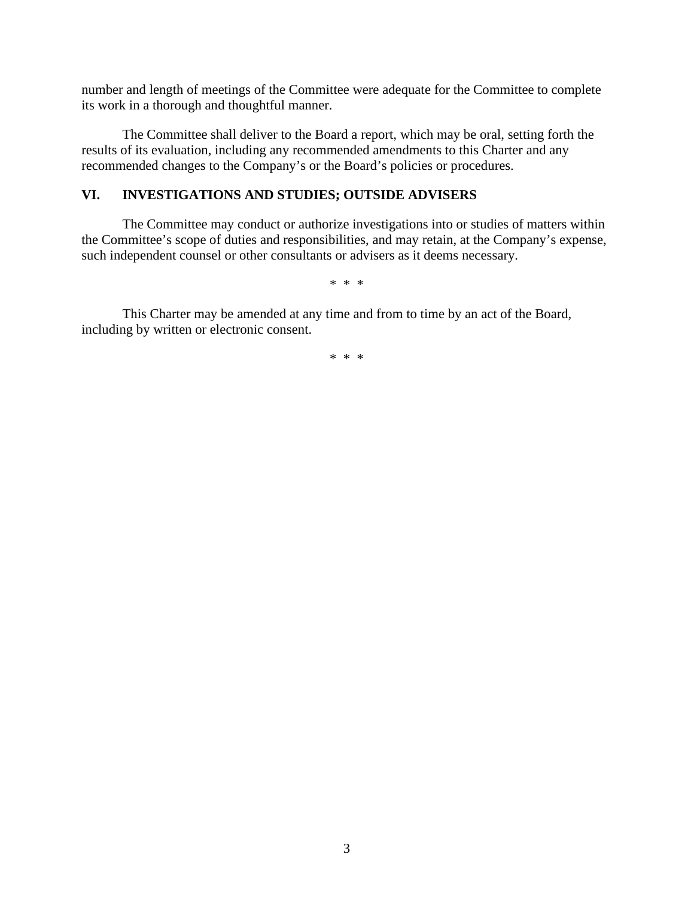number and length of meetings of the Committee were adequate for the Committee to complete its work in a thorough and thoughtful manner.

The Committee shall deliver to the Board a report, which may be oral, setting forth the results of its evaluation, including any recommended amendments to this Charter and any recommended changes to the Company's or the Board's policies or procedures.

## VI. INVESTIGATIONS AND STUDIES; OUTSIDE ADVISERS

The Committee may conduct or authorize investigations into or studies of matters within the Committee's scope of duties and responsibilities, and may retain, at the Company's expense, such independent counsel or other consultants or advisers as it deems necessary.

\* \* \*

This Charter may be amended at any time and from to time by an act of the Board, including by written or electronic consent.

\* \* \*